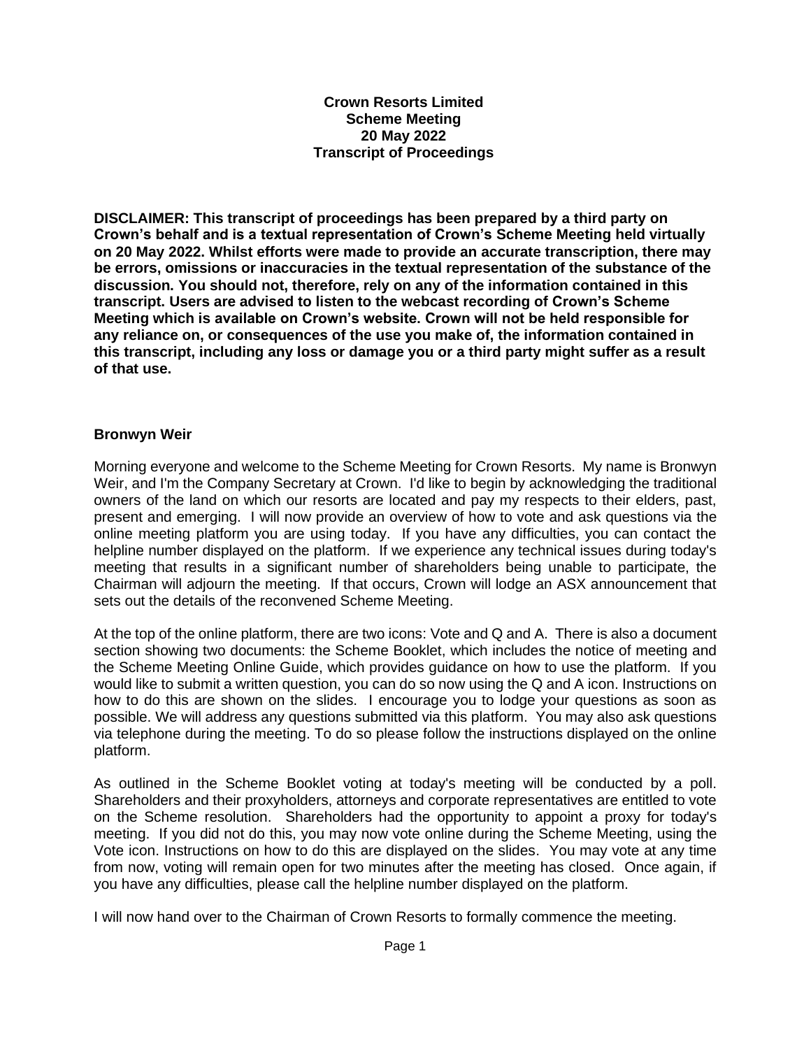**Crown Resorts Limited**
**Scheme Meeting**
**20 May 2022**
**Transcript of Proceedings**

**DISCLAIMER: This transcript of proceedings has been prepared by a third party on Crown's behalf and is a textual representation of Crown's Scheme Meeting held virtually on 20 May 2022. Whilst efforts were made to provide an accurate transcription, there may be errors, omissions or inaccuracies in the textual representation of the substance of the discussion. You should not, therefore, rely on any of the information contained in this transcript. Users are advised to listen to the webcast recording of Crown's Scheme Meeting which is available on Crown's website. Crown will not be held responsible for any reliance on, or consequences of the use you make of, the information contained in this transcript, including any loss or damage you or a third party might suffer as a result of that use.**

**Bronwyn Weir**

Morning everyone and welcome to the Scheme Meeting for Crown Resorts. My name is Bronwyn Weir, and I'm the Company Secretary at Crown. I'd like to begin by acknowledging the traditional owners of the land on which our resorts are located and pay my respects to their elders, past, present and emerging. I will now provide an overview of how to vote and ask questions via the online meeting platform you are using today. If you have any difficulties, you can contact the helpline number displayed on the platform. If we experience any technical issues during today's meeting that results in a significant number of shareholders being unable to participate, the Chairman will adjourn the meeting. If that occurs, Crown will lodge an ASX announcement that sets out the details of the reconvened Scheme Meeting.

At the top of the online platform, there are two icons: Vote and Q and A. There is also a document section showing two documents: the Scheme Booklet, which includes the notice of meeting and the Scheme Meeting Online Guide, which provides guidance on how to use the platform. If you would like to submit a written question, you can do so now using the Q and A icon. Instructions on how to do this are shown on the slides. I encourage you to lodge your questions as soon as possible. We will address any questions submitted via this platform. You may also ask questions via telephone during the meeting. To do so please follow the instructions displayed on the online platform.

As outlined in the Scheme Booklet voting at today's meeting will be conducted by a poll. Shareholders and their proxyholders, attorneys and corporate representatives are entitled to vote on the Scheme resolution. Shareholders had the opportunity to appoint a proxy for today's meeting. If you did not do this, you may now vote online during the Scheme Meeting, using the Vote icon. Instructions on how to do this are displayed on the slides. You may vote at any time from now, voting will remain open for two minutes after the meeting has closed. Once again, if you have any difficulties, please call the helpline number displayed on the platform.

I will now hand over to the Chairman of Crown Resorts to formally commence the meeting.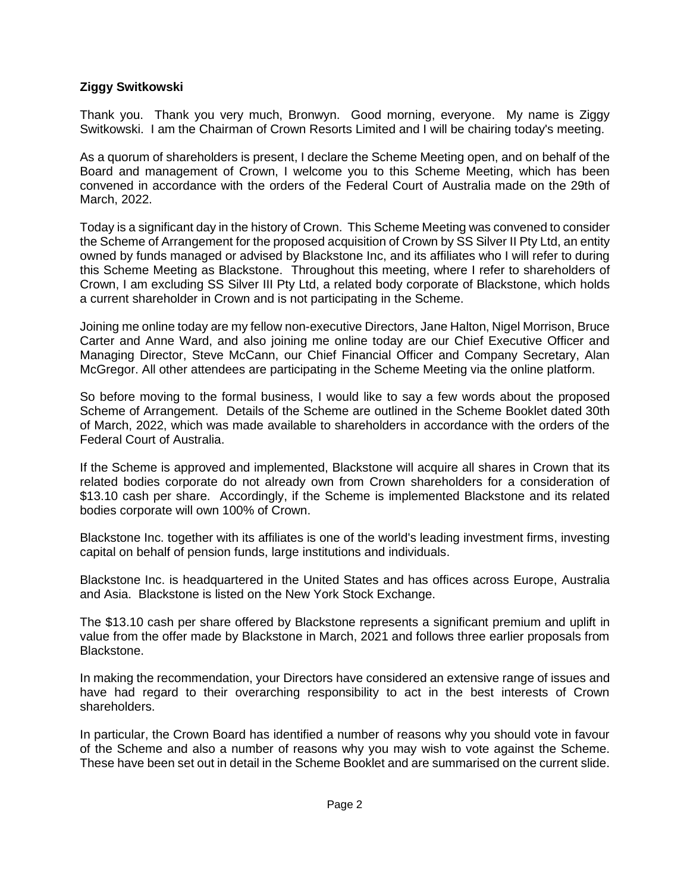**Ziggy Switkowski**

Thank you. Thank you very much, Bronwyn. Good morning, everyone. My name is Ziggy Switkowski. I am the Chairman of Crown Resorts Limited and I will be chairing today's meeting.

As a quorum of shareholders is present, I declare the Scheme Meeting open, and on behalf of the Board and management of Crown, I welcome you to this Scheme Meeting, which has been convened in accordance with the orders of the Federal Court of Australia made on the 29th of March, 2022.

Today is a significant day in the history of Crown. This Scheme Meeting was convened to consider the Scheme of Arrangement for the proposed acquisition of Crown by SS Silver II Pty Ltd, an entity owned by funds managed or advised by Blackstone Inc, and its affiliates who I will refer to during this Scheme Meeting as Blackstone. Throughout this meeting, where I refer to shareholders of Crown, I am excluding SS Silver III Pty Ltd, a related body corporate of Blackstone, which holds a current shareholder in Crown and is not participating in the Scheme.

Joining me online today are my fellow non-executive Directors, Jane Halton, Nigel Morrison, Bruce Carter and Anne Ward, and also joining me online today are our Chief Executive Officer and Managing Director, Steve McCann, our Chief Financial Officer and Company Secretary, Alan McGregor. All other attendees are participating in the Scheme Meeting via the online platform.

So before moving to the formal business, I would like to say a few words about the proposed Scheme of Arrangement. Details of the Scheme are outlined in the Scheme Booklet dated 30th of March, 2022, which was made available to shareholders in accordance with the orders of the Federal Court of Australia.

If the Scheme is approved and implemented, Blackstone will acquire all shares in Crown that its related bodies corporate do not already own from Crown shareholders for a consideration of $13.10 cash per share. Accordingly, if the Scheme is implemented Blackstone and its related bodies corporate will own 100% of Crown.

Blackstone Inc. together with its affiliates is one of the world's leading investment firms, investing capital on behalf of pension funds, large institutions and individuals.

Blackstone Inc. is headquartered in the United States and has offices across Europe, Australia and Asia. Blackstone is listed on the New York Stock Exchange.

The $13.10 cash per share offered by Blackstone represents a significant premium and uplift in value from the offer made by Blackstone in March, 2021 and follows three earlier proposals from Blackstone.

In making the recommendation, your Directors have considered an extensive range of issues and have had regard to their overarching responsibility to act in the best interests of Crown shareholders.

In particular, the Crown Board has identified a number of reasons why you should vote in favour of the Scheme and also a number of reasons why you may wish to vote against the Scheme. These have been set out in detail in the Scheme Booklet and are summarised on the current slide.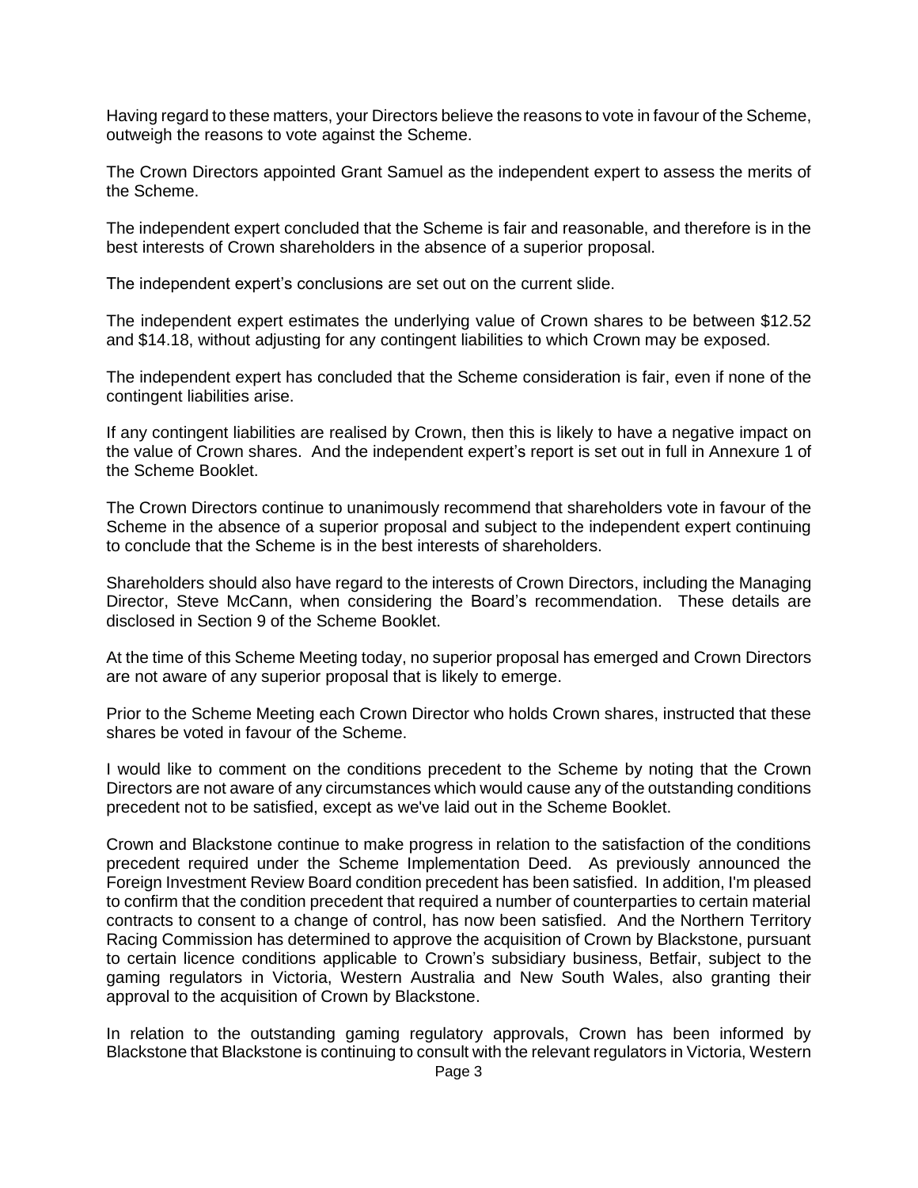Having regard to these matters, your Directors believe the reasons to vote in favour of the Scheme, outweigh the reasons to vote against the Scheme.

The Crown Directors appointed Grant Samuel as the independent expert to assess the merits of the Scheme.

The independent expert concluded that the Scheme is fair and reasonable, and therefore is in the best interests of Crown shareholders in the absence of a superior proposal.

The independent expert's conclusions are set out on the current slide.

The independent expert estimates the underlying value of Crown shares to be between $12.52 and $14.18, without adjusting for any contingent liabilities to which Crown may be exposed.

The independent expert has concluded that the Scheme consideration is fair, even if none of the contingent liabilities arise.

If any contingent liabilities are realised by Crown, then this is likely to have a negative impact on the value of Crown shares. And the independent expert's report is set out in full in Annexure 1 of the Scheme Booklet.

The Crown Directors continue to unanimously recommend that shareholders vote in favour of the Scheme in the absence of a superior proposal and subject to the independent expert continuing to conclude that the Scheme is in the best interests of shareholders.

Shareholders should also have regard to the interests of Crown Directors, including the Managing Director, Steve McCann, when considering the Board's recommendation. These details are disclosed in Section 9 of the Scheme Booklet.

At the time of this Scheme Meeting today, no superior proposal has emerged and Crown Directors are not aware of any superior proposal that is likely to emerge.

Prior to the Scheme Meeting each Crown Director who holds Crown shares, instructed that these shares be voted in favour of the Scheme.

I would like to comment on the conditions precedent to the Scheme by noting that the Crown Directors are not aware of any circumstances which would cause any of the outstanding conditions precedent not to be satisfied, except as we've laid out in the Scheme Booklet.

Crown and Blackstone continue to make progress in relation to the satisfaction of the conditions precedent required under the Scheme Implementation Deed. As previously announced the Foreign Investment Review Board condition precedent has been satisfied. In addition, I'm pleased to confirm that the condition precedent that required a number of counterparties to certain material contracts to consent to a change of control, has now been satisfied. And the Northern Territory Racing Commission has determined to approve the acquisition of Crown by Blackstone, pursuant to certain licence conditions applicable to Crown's subsidiary business, Betfair, subject to the gaming regulators in Victoria, Western Australia and New South Wales, also granting their approval to the acquisition of Crown by Blackstone.

In relation to the outstanding gaming regulatory approvals, Crown has been informed by Blackstone that Blackstone is continuing to consult with the relevant regulators in Victoria, Western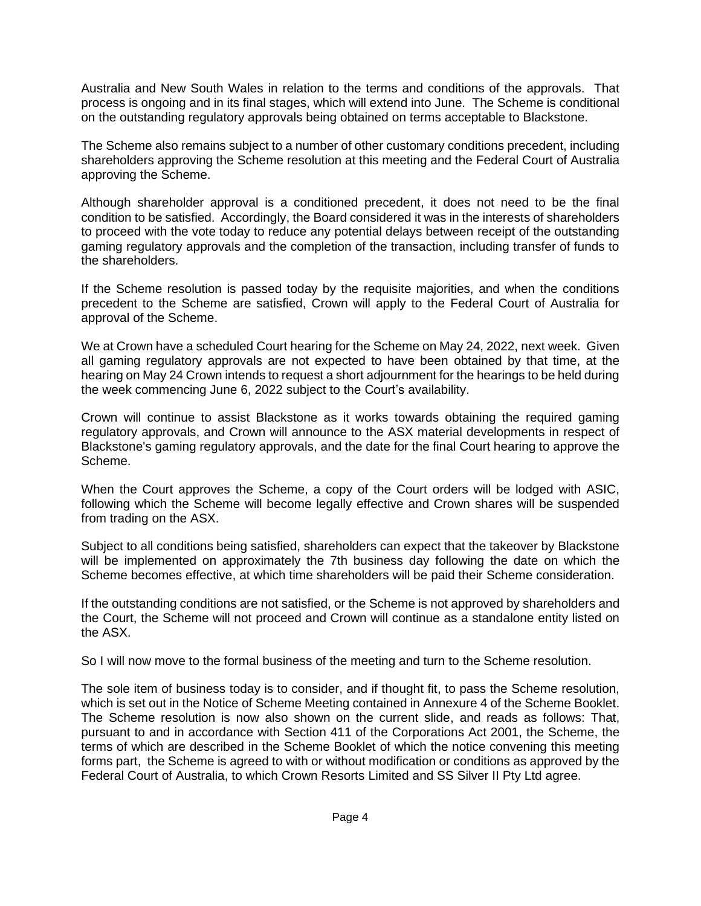Australia and New South Wales in relation to the terms and conditions of the approvals. That process is ongoing and in its final stages, which will extend into June. The Scheme is conditional on the outstanding regulatory approvals being obtained on terms acceptable to Blackstone.

The Scheme also remains subject to a number of other customary conditions precedent, including shareholders approving the Scheme resolution at this meeting and the Federal Court of Australia approving the Scheme.

Although shareholder approval is a conditioned precedent, it does not need to be the final condition to be satisfied. Accordingly, the Board considered it was in the interests of shareholders to proceed with the vote today to reduce any potential delays between receipt of the outstanding gaming regulatory approvals and the completion of the transaction, including transfer of funds to the shareholders.

If the Scheme resolution is passed today by the requisite majorities, and when the conditions precedent to the Scheme are satisfied, Crown will apply to the Federal Court of Australia for approval of the Scheme.

We at Crown have a scheduled Court hearing for the Scheme on May 24, 2022, next week. Given all gaming regulatory approvals are not expected to have been obtained by that time, at the hearing on May 24 Crown intends to request a short adjournment for the hearings to be held during the week commencing June 6, 2022 subject to the Court's availability.

Crown will continue to assist Blackstone as it works towards obtaining the required gaming regulatory approvals, and Crown will announce to the ASX material developments in respect of Blackstone's gaming regulatory approvals, and the date for the final Court hearing to approve the Scheme.

When the Court approves the Scheme, a copy of the Court orders will be lodged with ASIC, following which the Scheme will become legally effective and Crown shares will be suspended from trading on the ASX.

Subject to all conditions being satisfied, shareholders can expect that the takeover by Blackstone will be implemented on approximately the 7th business day following the date on which the Scheme becomes effective, at which time shareholders will be paid their Scheme consideration.

If the outstanding conditions are not satisfied, or the Scheme is not approved by shareholders and the Court, the Scheme will not proceed and Crown will continue as a standalone entity listed on the ASX.

So I will now move to the formal business of the meeting and turn to the Scheme resolution.

The sole item of business today is to consider, and if thought fit, to pass the Scheme resolution, which is set out in the Notice of Scheme Meeting contained in Annexure 4 of the Scheme Booklet. The Scheme resolution is now also shown on the current slide, and reads as follows: That, pursuant to and in accordance with Section 411 of the Corporations Act 2001, the Scheme, the terms of which are described in the Scheme Booklet of which the notice convening this meeting forms part, the Scheme is agreed to with or without modification or conditions as approved by the Federal Court of Australia, to which Crown Resorts Limited and SS Silver II Pty Ltd agree.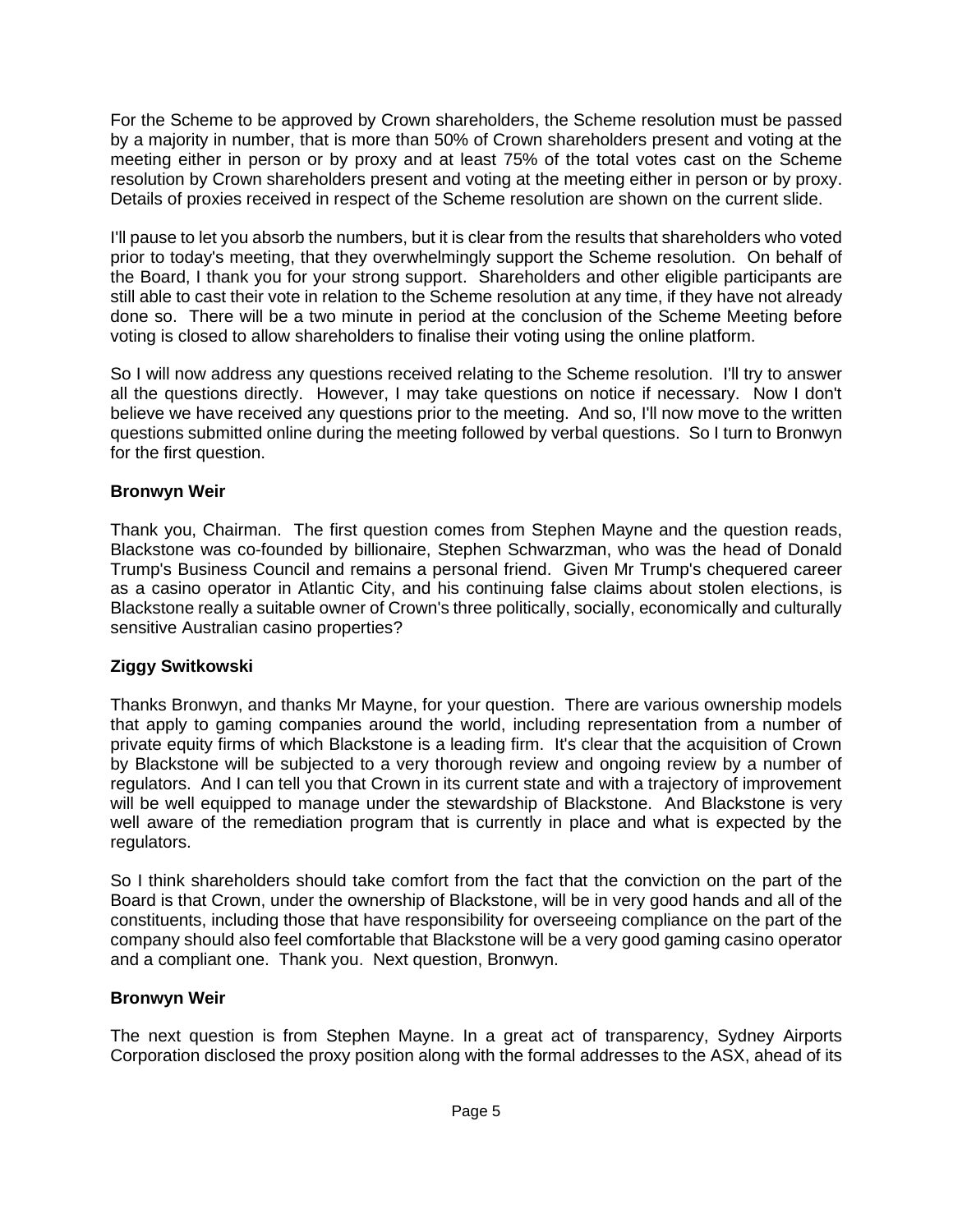For the Scheme to be approved by Crown shareholders, the Scheme resolution must be passed by a majority in number, that is more than 50% of Crown shareholders present and voting at the meeting either in person or by proxy and at least 75% of the total votes cast on the Scheme resolution by Crown shareholders present and voting at the meeting either in person or by proxy. Details of proxies received in respect of the Scheme resolution are shown on the current slide.

I'll pause to let you absorb the numbers, but it is clear from the results that shareholders who voted prior to today's meeting, that they overwhelmingly support the Scheme resolution. On behalf of the Board, I thank you for your strong support. Shareholders and other eligible participants are still able to cast their vote in relation to the Scheme resolution at any time, if they have not already done so. There will be a two minute in period at the conclusion of the Scheme Meeting before voting is closed to allow shareholders to finalise their voting using the online platform.

So I will now address any questions received relating to the Scheme resolution. I'll try to answer all the questions directly. However, I may take questions on notice if necessary. Now I don't believe we have received any questions prior to the meeting. And so, I'll now move to the written questions submitted online during the meeting followed by verbal questions. So I turn to Bronwyn for the first question.

**Bronwyn Weir**

Thank you, Chairman. The first question comes from Stephen Mayne and the question reads, Blackstone was co-founded by billionaire, Stephen Schwarzman, who was the head of Donald Trump's Business Council and remains a personal friend. Given Mr Trump's chequered career as a casino operator in Atlantic City, and his continuing false claims about stolen elections, is Blackstone really a suitable owner of Crown's three politically, socially, economically and culturally sensitive Australian casino properties?

**Ziggy Switkowski**

Thanks Bronwyn, and thanks Mr Mayne, for your question. There are various ownership models that apply to gaming companies around the world, including representation from a number of private equity firms of which Blackstone is a leading firm. It's clear that the acquisition of Crown by Blackstone will be subjected to a very thorough review and ongoing review by a number of regulators. And I can tell you that Crown in its current state and with a trajectory of improvement will be well equipped to manage under the stewardship of Blackstone. And Blackstone is very well aware of the remediation program that is currently in place and what is expected by the regulators.

So I think shareholders should take comfort from the fact that the conviction on the part of the Board is that Crown, under the ownership of Blackstone, will be in very good hands and all of the constituents, including those that have responsibility for overseeing compliance on the part of the company should also feel comfortable that Blackstone will be a very good gaming casino operator and a compliant one. Thank you. Next question, Bronwyn.

**Bronwyn Weir**

The next question is from Stephen Mayne. In a great act of transparency, Sydney Airports Corporation disclosed the proxy position along with the formal addresses to the ASX, ahead of its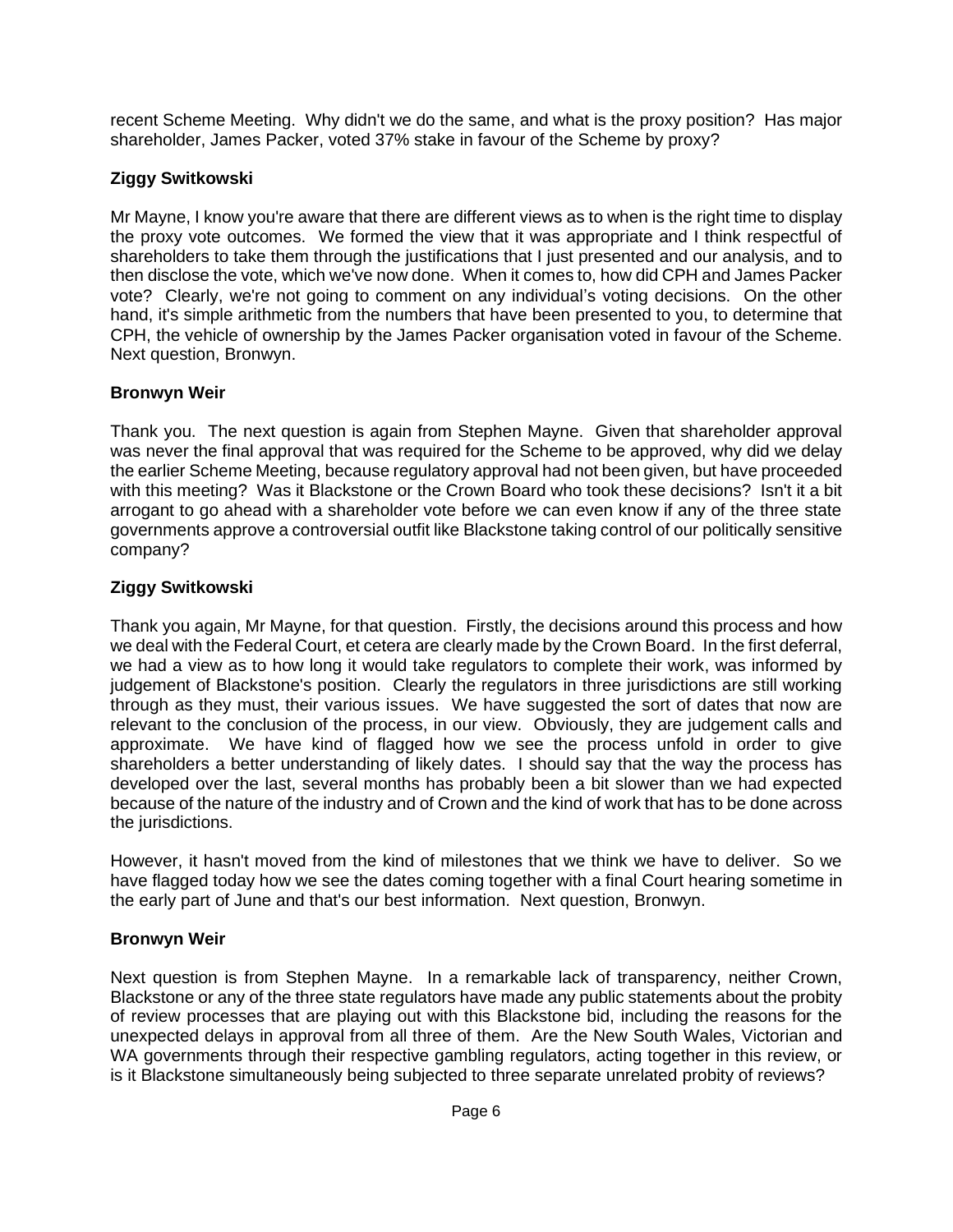recent Scheme Meeting. Why didn't we do the same, and what is the proxy position? Has major shareholder, James Packer, voted 37% stake in favour of the Scheme by proxy?

**Ziggy Switkowski**

Mr Mayne, I know you're aware that there are different views as to when is the right time to display the proxy vote outcomes. We formed the view that it was appropriate and I think respectful of shareholders to take them through the justifications that I just presented and our analysis, and to then disclose the vote, which we've now done. When it comes to, how did CPH and James Packer vote? Clearly, we're not going to comment on any individual's voting decisions. On the other hand, it's simple arithmetic from the numbers that have been presented to you, to determine that CPH, the vehicle of ownership by the James Packer organisation voted in favour of the Scheme. Next question, Bronwyn.

**Bronwyn Weir**

Thank you. The next question is again from Stephen Mayne. Given that shareholder approval was never the final approval that was required for the Scheme to be approved, why did we delay the earlier Scheme Meeting, because regulatory approval had not been given, but have proceeded with this meeting? Was it Blackstone or the Crown Board who took these decisions? Isn't it a bit arrogant to go ahead with a shareholder vote before we can even know if any of the three state governments approve a controversial outfit like Blackstone taking control of our politically sensitive company?

**Ziggy Switkowski**

Thank you again, Mr Mayne, for that question. Firstly, the decisions around this process and how we deal with the Federal Court, et cetera are clearly made by the Crown Board. In the first deferral, we had a view as to how long it would take regulators to complete their work, was informed by judgement of Blackstone's position. Clearly the regulators in three jurisdictions are still working through as they must, their various issues. We have suggested the sort of dates that now are relevant to the conclusion of the process, in our view. Obviously, they are judgement calls and approximate. We have kind of flagged how we see the process unfold in order to give shareholders a better understanding of likely dates. I should say that the way the process has developed over the last, several months has probably been a bit slower than we had expected because of the nature of the industry and of Crown and the kind of work that has to be done across the jurisdictions.

However, it hasn't moved from the kind of milestones that we think we have to deliver. So we have flagged today how we see the dates coming together with a final Court hearing sometime in the early part of June and that's our best information. Next question, Bronwyn.

**Bronwyn Weir**

Next question is from Stephen Mayne. In a remarkable lack of transparency, neither Crown, Blackstone or any of the three state regulators have made any public statements about the probity of review processes that are playing out with this Blackstone bid, including the reasons for the unexpected delays in approval from all three of them. Are the New South Wales, Victorian and WA governments through their respective gambling regulators, acting together in this review, or is it Blackstone simultaneously being subjected to three separate unrelated probity of reviews?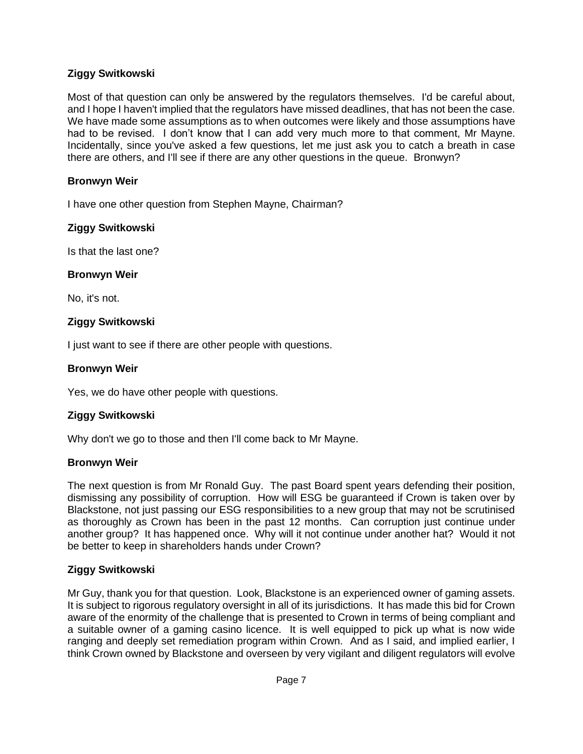**Ziggy Switkowski**

Most of that question can only be answered by the regulators themselves. I'd be careful about, and I hope I haven't implied that the regulators have missed deadlines, that has not been the case. We have made some assumptions as to when outcomes were likely and those assumptions have had to be revised. I don't know that I can add very much more to that comment, Mr Mayne. Incidentally, since you've asked a few questions, let me just ask you to catch a breath in case there are others, and I'll see if there are any other questions in the queue. Bronwyn?

**Bronwyn Weir**

I have one other question from Stephen Mayne, Chairman?

**Ziggy Switkowski**

Is that the last one?

**Bronwyn Weir**

No, it's not.

**Ziggy Switkowski**

I just want to see if there are other people with questions.

**Bronwyn Weir**

Yes, we do have other people with questions.

**Ziggy Switkowski**

Why don't we go to those and then I'll come back to Mr Mayne.

**Bronwyn Weir**

The next question is from Mr Ronald Guy. The past Board spent years defending their position, dismissing any possibility of corruption. How will ESG be guaranteed if Crown is taken over by Blackstone, not just passing our ESG responsibilities to a new group that may not be scrutinised as thoroughly as Crown has been in the past 12 months. Can corruption just continue under another group? It has happened once. Why will it not continue under another hat? Would it not be better to keep in shareholders hands under Crown?

**Ziggy Switkowski**

Mr Guy, thank you for that question. Look, Blackstone is an experienced owner of gaming assets. It is subject to rigorous regulatory oversight in all of its jurisdictions. It has made this bid for Crown aware of the enormity of the challenge that is presented to Crown in terms of being compliant and a suitable owner of a gaming casino licence. It is well equipped to pick up what is now wide ranging and deeply set remediation program within Crown. And as I said, and implied earlier, I think Crown owned by Blackstone and overseen by very vigilant and diligent regulators will evolve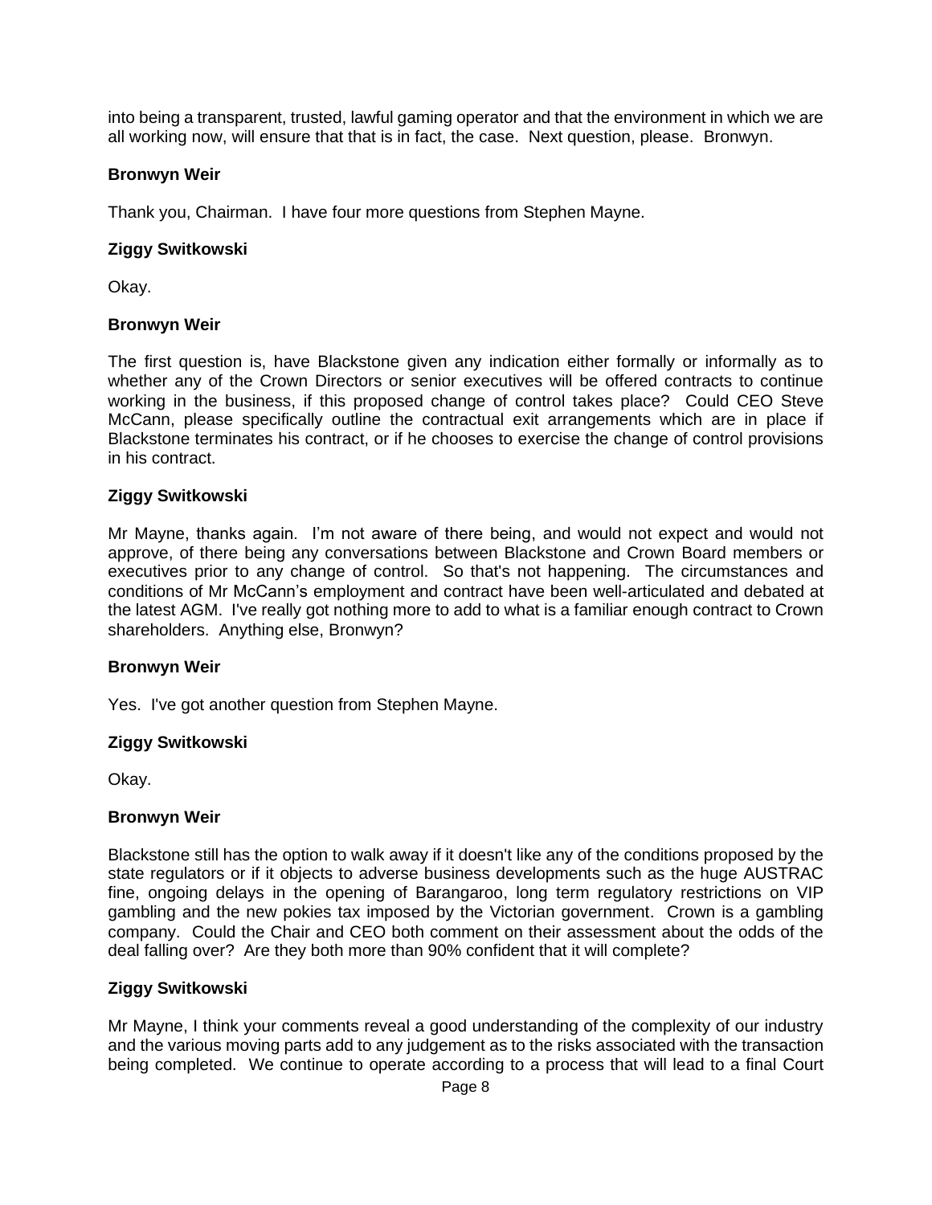into being a transparent, trusted, lawful gaming operator and that the environment in which we are all working now, will ensure that that is in fact, the case. Next question, please. Bronwyn.

**Bronwyn Weir**

Thank you, Chairman. I have four more questions from Stephen Mayne.

**Ziggy Switkowski**

Okay.

**Bronwyn Weir**

The first question is, have Blackstone given any indication either formally or informally as to whether any of the Crown Directors or senior executives will be offered contracts to continue working in the business, if this proposed change of control takes place? Could CEO Steve McCann, please specifically outline the contractual exit arrangements which are in place if Blackstone terminates his contract, or if he chooses to exercise the change of control provisions in his contract.

**Ziggy Switkowski**

Mr Mayne, thanks again. I'm not aware of there being, and would not expect and would not approve, of there being any conversations between Blackstone and Crown Board members or executives prior to any change of control. So that's not happening. The circumstances and conditions of Mr McCann's employment and contract have been well-articulated and debated at the latest AGM. I've really got nothing more to add to what is a familiar enough contract to Crown shareholders. Anything else, Bronwyn?

**Bronwyn Weir**

Yes. I've got another question from Stephen Mayne.

**Ziggy Switkowski**

Okay.

**Bronwyn Weir**

Blackstone still has the option to walk away if it doesn't like any of the conditions proposed by the state regulators or if it objects to adverse business developments such as the huge AUSTRAC fine, ongoing delays in the opening of Barangaroo, long term regulatory restrictions on VIP gambling and the new pokies tax imposed by the Victorian government. Crown is a gambling company. Could the Chair and CEO both comment on their assessment about the odds of the deal falling over? Are they both more than 90% confident that it will complete?

**Ziggy Switkowski**

Mr Mayne, I think your comments reveal a good understanding of the complexity of our industry and the various moving parts add to any judgement as to the risks associated with the transaction being completed. We continue to operate according to a process that will lead to a final Court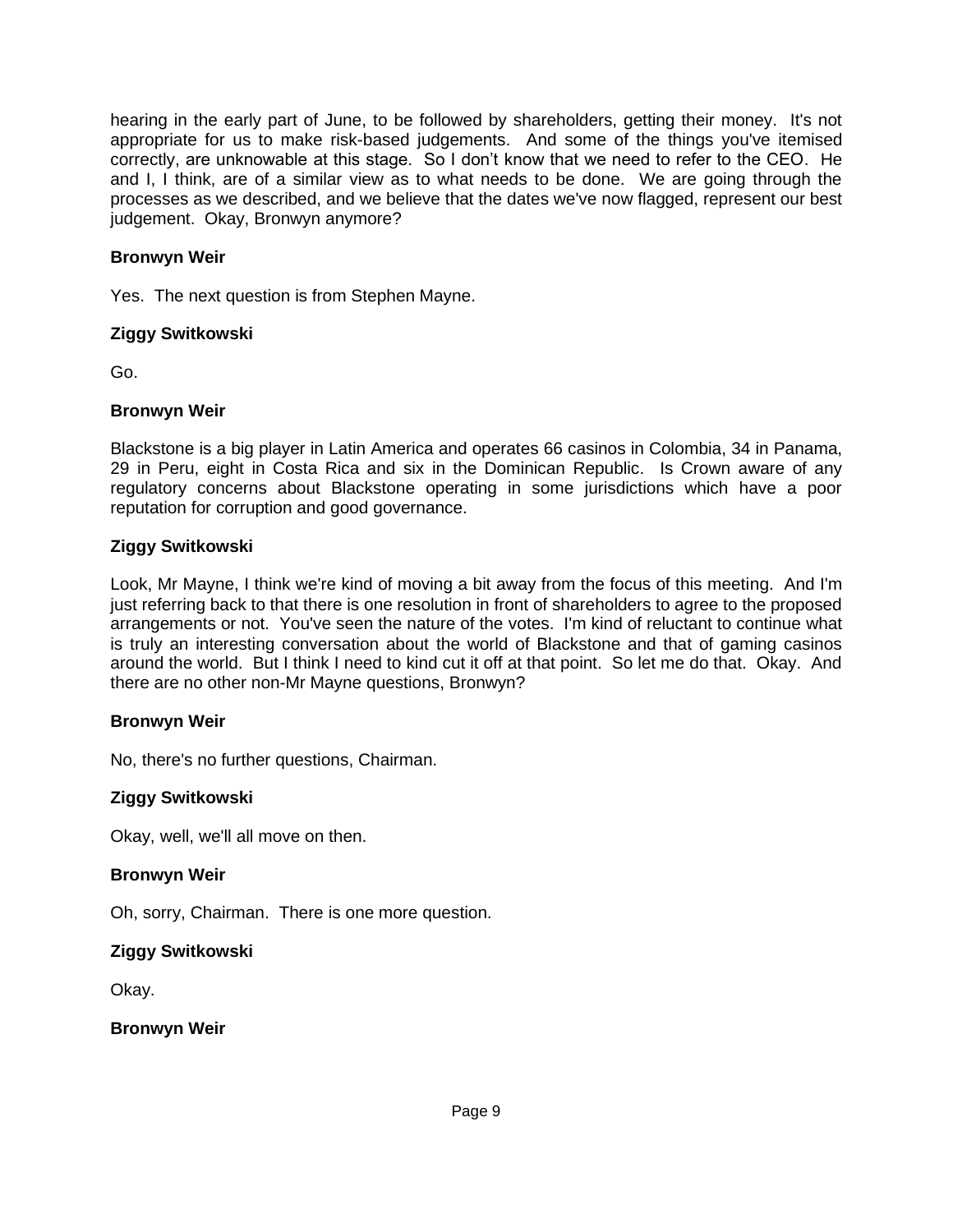hearing in the early part of June, to be followed by shareholders, getting their money. It's not appropriate for us to make risk-based judgements. And some of the things you've itemised correctly, are unknowable at this stage. So I don't know that we need to refer to the CEO. He and I, I think, are of a similar view as to what needs to be done. We are going through the processes as we described, and we believe that the dates we've now flagged, represent our best judgement. Okay, Bronwyn anymore?

**Bronwyn Weir**

Yes. The next question is from Stephen Mayne.

**Ziggy Switkowski**

Go.

**Bronwyn Weir**

Blackstone is a big player in Latin America and operates 66 casinos in Colombia, 34 in Panama, 29 in Peru, eight in Costa Rica and six in the Dominican Republic. Is Crown aware of any regulatory concerns about Blackstone operating in some jurisdictions which have a poor reputation for corruption and good governance.

**Ziggy Switkowski**

Look, Mr Mayne, I think we're kind of moving a bit away from the focus of this meeting. And I'm just referring back to that there is one resolution in front of shareholders to agree to the proposed arrangements or not. You've seen the nature of the votes. I'm kind of reluctant to continue what is truly an interesting conversation about the world of Blackstone and that of gaming casinos around the world. But I think I need to kind cut it off at that point. So let me do that. Okay. And there are no other non-Mr Mayne questions, Bronwyn?

**Bronwyn Weir**

No, there's no further questions, Chairman.

**Ziggy Switkowski**

Okay, well, we'll all move on then.

**Bronwyn Weir**

Oh, sorry, Chairman. There is one more question.

**Ziggy Switkowski**

Okay.

**Bronwyn Weir**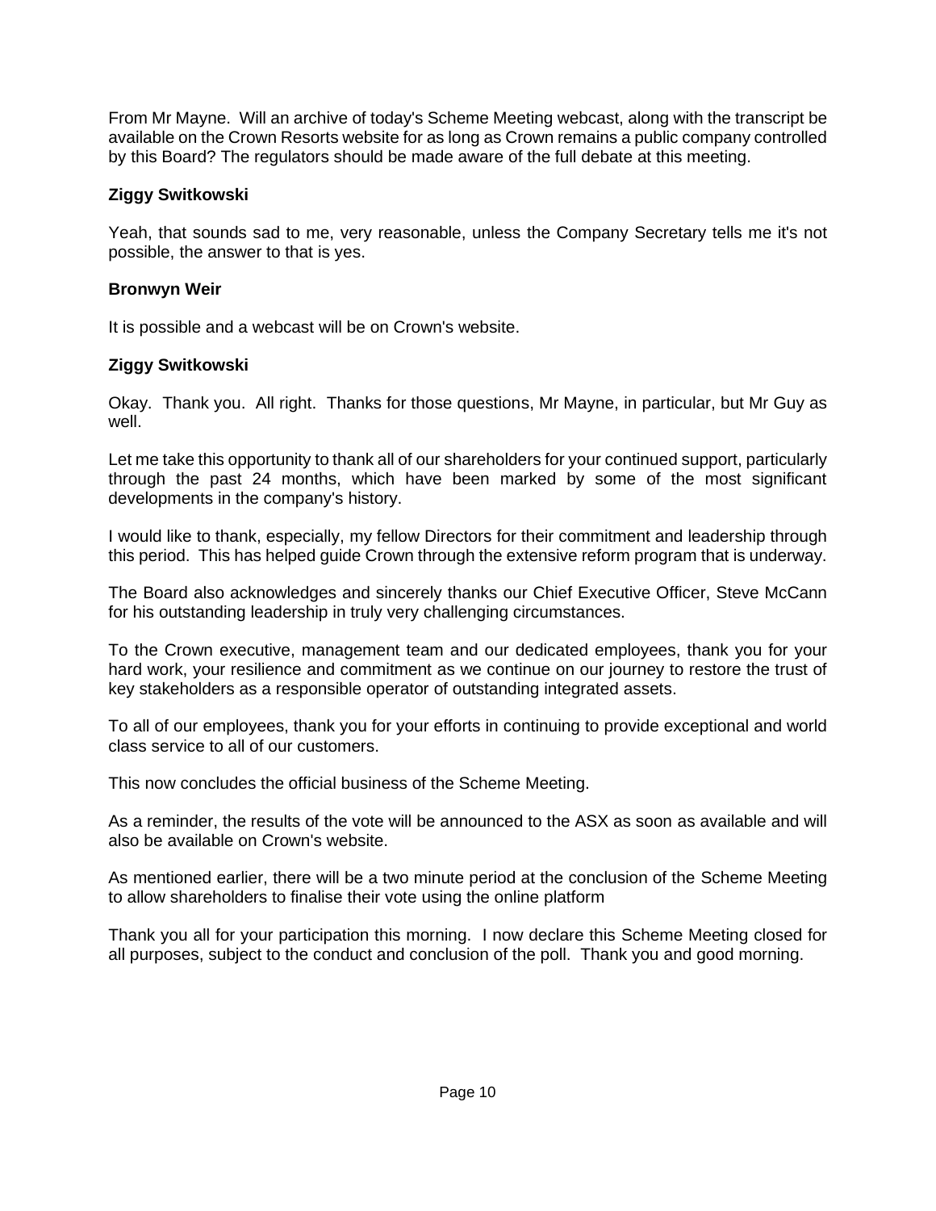From Mr Mayne. Will an archive of today's Scheme Meeting webcast, along with the transcript be available on the Crown Resorts website for as long as Crown remains a public company controlled by this Board? The regulators should be made aware of the full debate at this meeting.

**Ziggy Switkowski**

Yeah, that sounds sad to me, very reasonable, unless the Company Secretary tells me it's not possible, the answer to that is yes.

**Bronwyn Weir**

It is possible and a webcast will be on Crown's website.

**Ziggy Switkowski**

Okay. Thank you. All right. Thanks for those questions, Mr Mayne, in particular, but Mr Guy as well.

Let me take this opportunity to thank all of our shareholders for your continued support, particularly through the past 24 months, which have been marked by some of the most significant developments in the company's history.

I would like to thank, especially, my fellow Directors for their commitment and leadership through this period. This has helped guide Crown through the extensive reform program that is underway.

The Board also acknowledges and sincerely thanks our Chief Executive Officer, Steve McCann for his outstanding leadership in truly very challenging circumstances.

To the Crown executive, management team and our dedicated employees, thank you for your hard work, your resilience and commitment as we continue on our journey to restore the trust of key stakeholders as a responsible operator of outstanding integrated assets.

To all of our employees, thank you for your efforts in continuing to provide exceptional and world class service to all of our customers.

This now concludes the official business of the Scheme Meeting.

As a reminder, the results of the vote will be announced to the ASX as soon as available and will also be available on Crown's website.

As mentioned earlier, there will be a two minute period at the conclusion of the Scheme Meeting to allow shareholders to finalise their vote using the online platform

Thank you all for your participation this morning. I now declare this Scheme Meeting closed for all purposes, subject to the conduct and conclusion of the poll. Thank you and good morning.